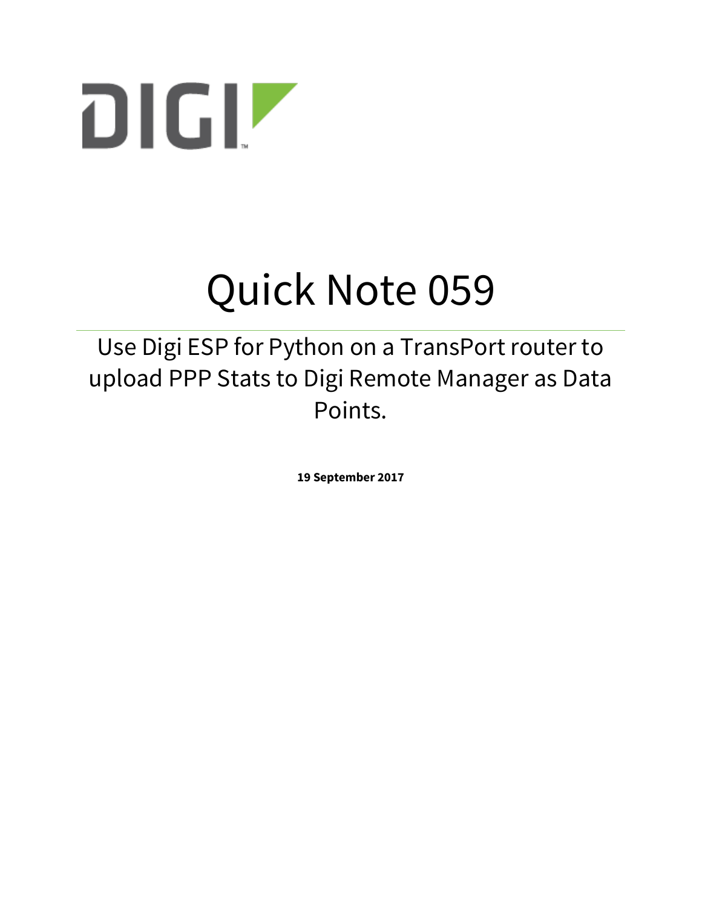DIGI

# Quick Note 059

## Use Digi ESP for Python on a TransPort router to upload PPP Stats to Digi Remote Manager as Data Points.

**19 September 2017**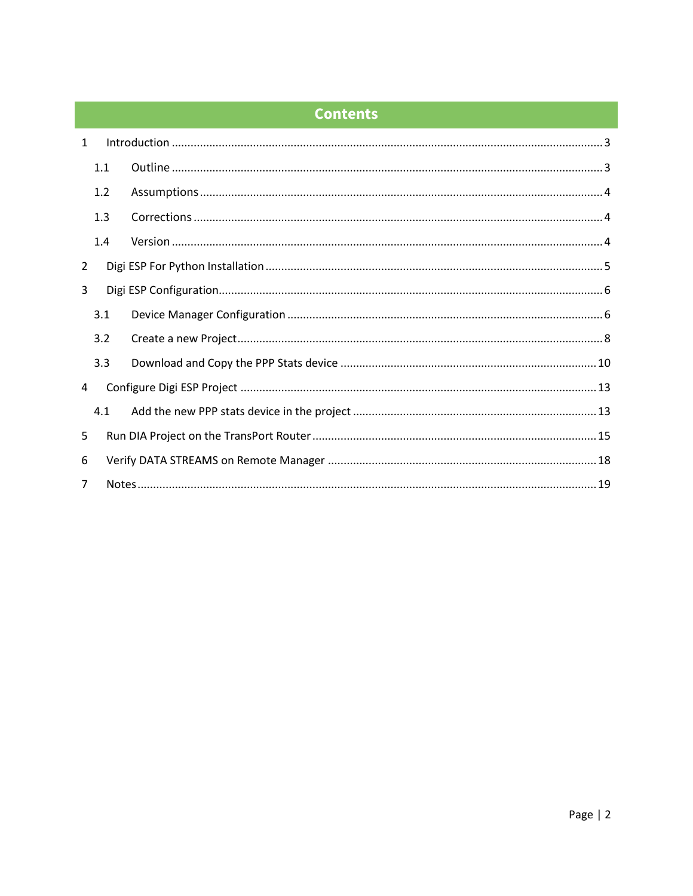# Contents

1 Introduction ........................................................................................................ 3

 1.1 Outline ........................................................................................................ 3

 1.2 Assumptions ................................................................................................ 4

 1.3 Corrections .................................................................................................. 4

 1.4 Version ........................................................................................................ 4

2 Digi ESP For Python Installation ........................................................................... 5

3 Digi ESP Configuration .......................................................................................... 6

 3.1 Device Manager Configuration .................................................................... 6

 3.2 Create a new Project .................................................................................... 8

 3.3 Download and Copy the PPP Stats device ................................................. 10

4 Configure Digi ESP Project ................................................................................. 13

 4.1 Add the new PPP stats device in the project ............................................. 13

5 Run DIA Project on the TransPort Router ........................................................... 15

6 Verify DATA STREAMS on Remote Manager ..................................................... 18

7 Notes ................................................................................................................. 19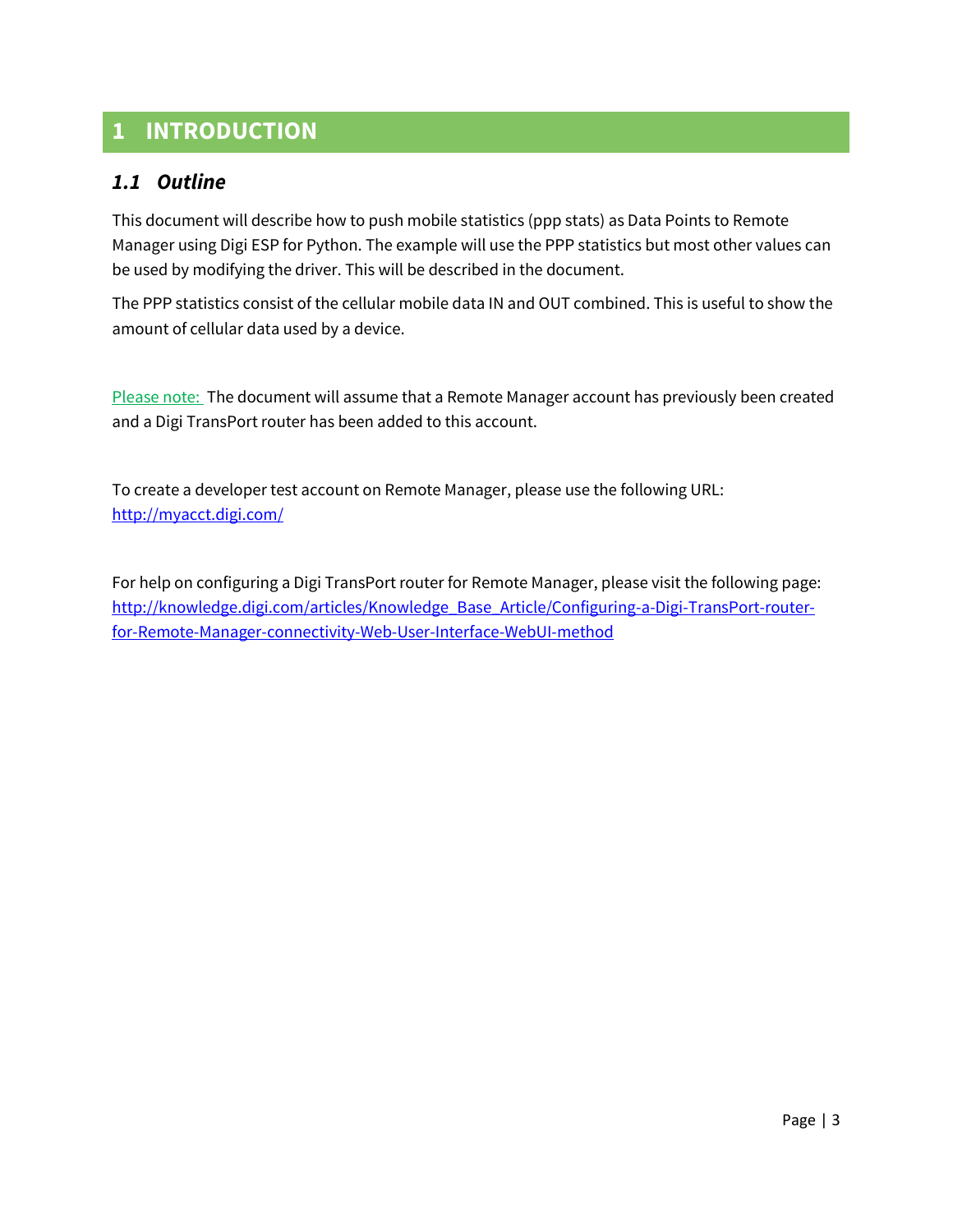# 1 INTRODUCTION

## *1.1 Outline*

This document will describe how to push mobile statistics (ppp stats) as Data Points to Remote Manager using Digi ESP for Python. The example will use the PPP statistics but most other values can be used by modifying the driver. This will be described in the document.

The PPP statistics consist of the cellular mobile data IN and OUT combined. This is useful to show the amount of cellular data used by a device.

Please note: The document will assume that a Remote Manager account has previously been created and a Digi TransPort router has been added to this account.

To create a developer test account on Remote Manager, please use the following URL:
http://myacct.digi.com/

For help on configuring a Digi TransPort router for Remote Manager, please visit the following page:
http://knowledge.digi.com/articles/Knowledge_Base_Article/Configuring-a-Digi-TransPort-router-for-Remote-Manager-connectivity-Web-User-Interface-WebUI-method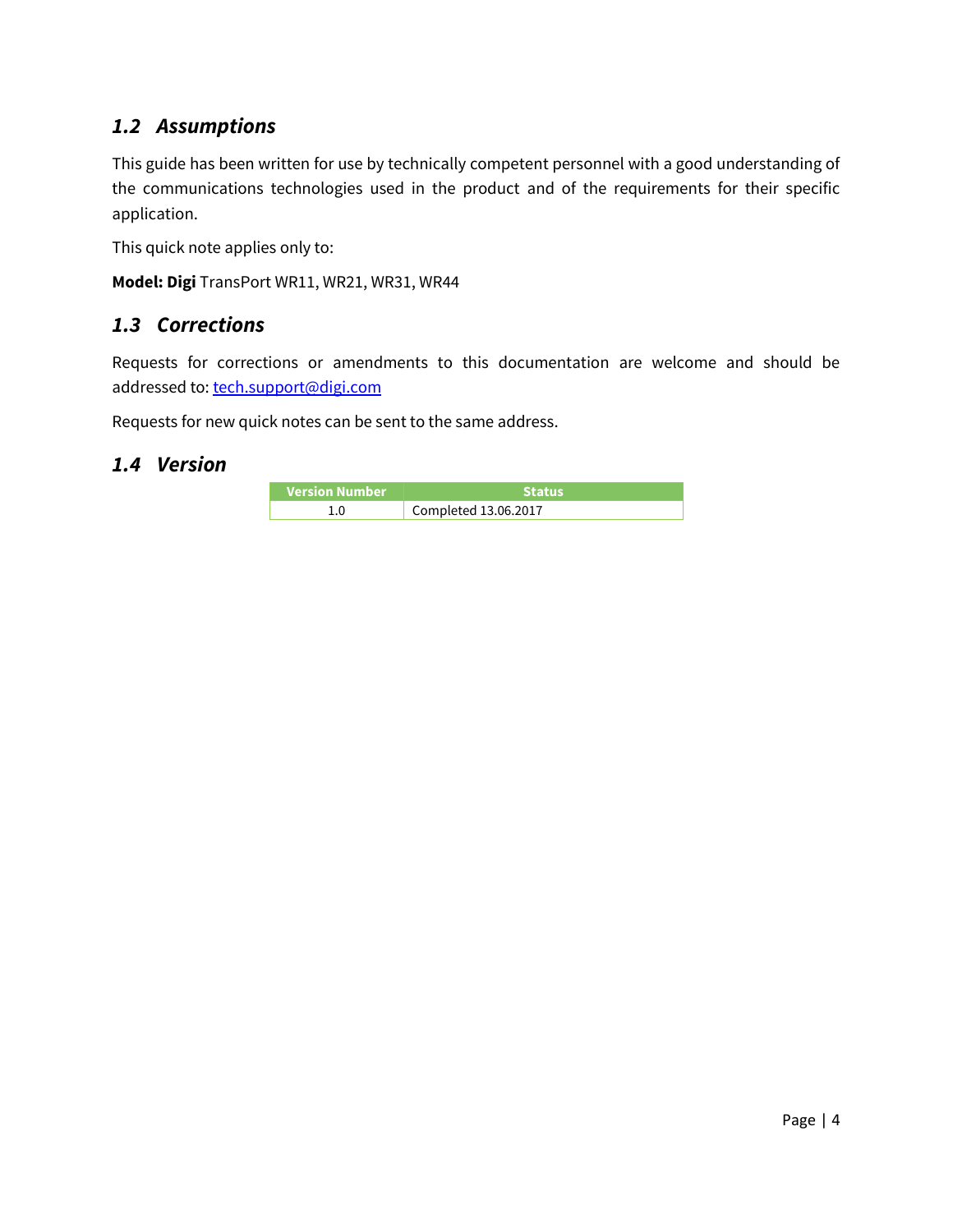## *1.2 Assumptions*

This guide has been written for use by technically competent personnel with a good understanding of the communications technologies used in the product and of the requirements for their specific application.

This quick note applies only to:

**Model: Digi** TransPort WR11, WR21, WR31, WR44

## *1.3 Corrections*

Requests for corrections or amendments to this documentation are welcome and should be addressed to: tech.support@digi.com

Requests for new quick notes can be sent to the same address.

## *1.4 Version*

| Version Number | Status |
|---|---|
| 1.0 | Completed 13.06.2017 |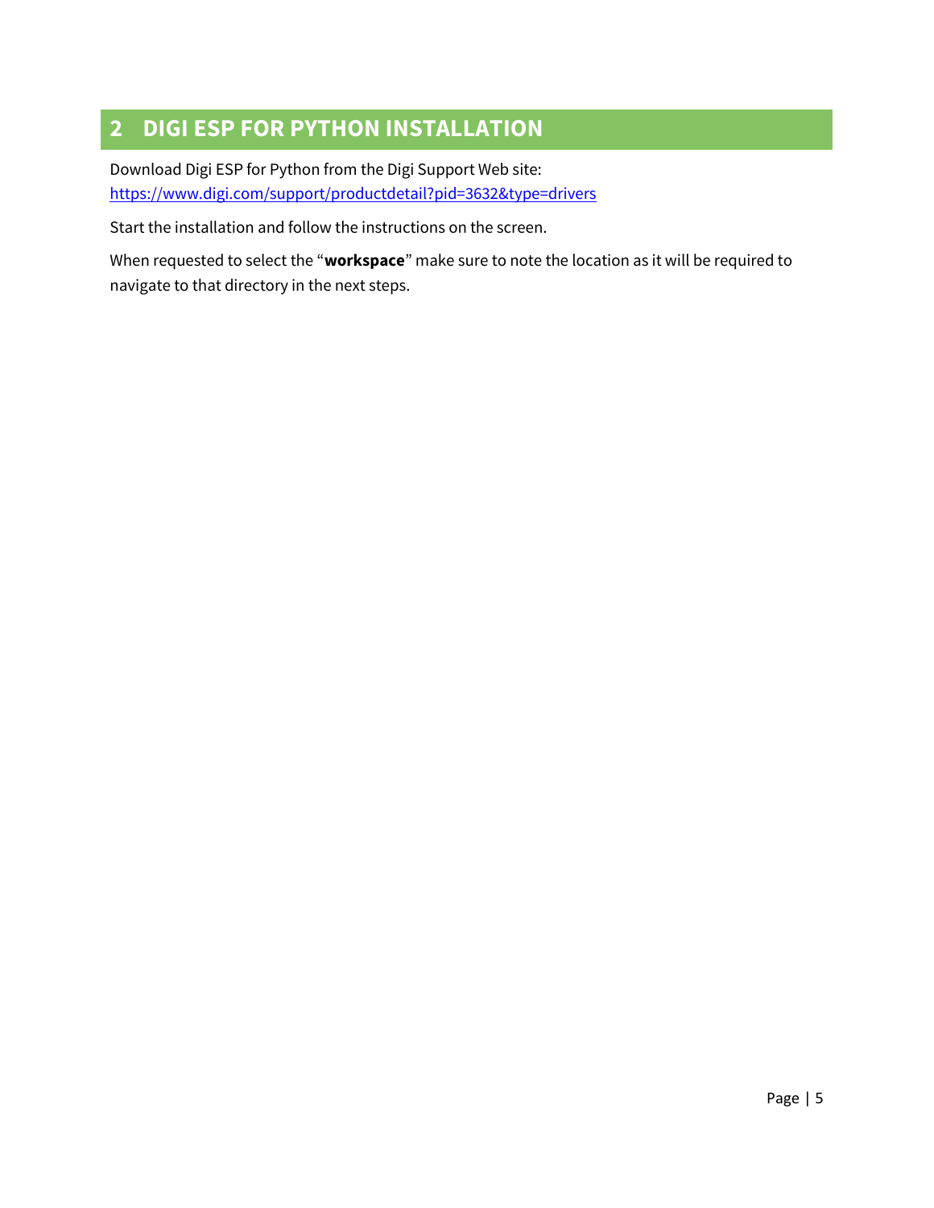# 2 DIGI ESP FOR PYTHON INSTALLATION

Download Digi ESP for Python from the Digi Support Web site:
https://www.digi.com/support/productdetail?pid=3632&type=drivers

Start the installation and follow the instructions on the screen.

When requested to select the "**workspace**" make sure to note the location as it will be required to navigate to that directory in the next steps.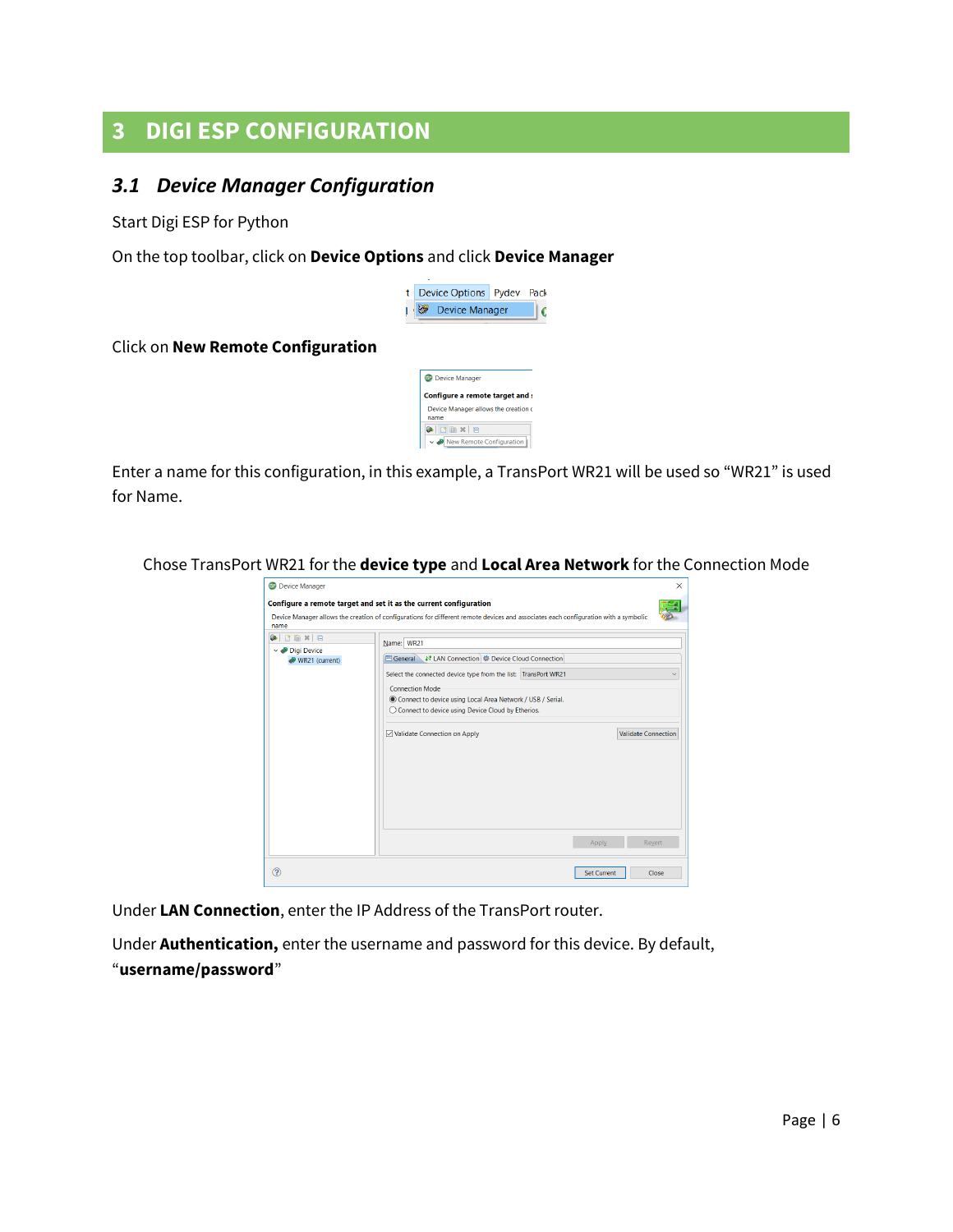# 3 DIGI ESP CONFIGURATION

## 3.1 Device Manager Configuration

Start Digi ESP for Python

On the top toolbar, click on **Device Options** and click **Device Manager**

Click on **New Remote Configuration**

Enter a name for this configuration, in this example, a TransPort WR21 will be used so "WR21" is used for Name.

Chose TransPort WR21 for the **device type** and **Local Area Network** for the Connection Mode

Under **LAN Connection**, enter the IP Address of the TransPort router.

Under **Authentication,** enter the username and password for this device. By default, "**username/password**"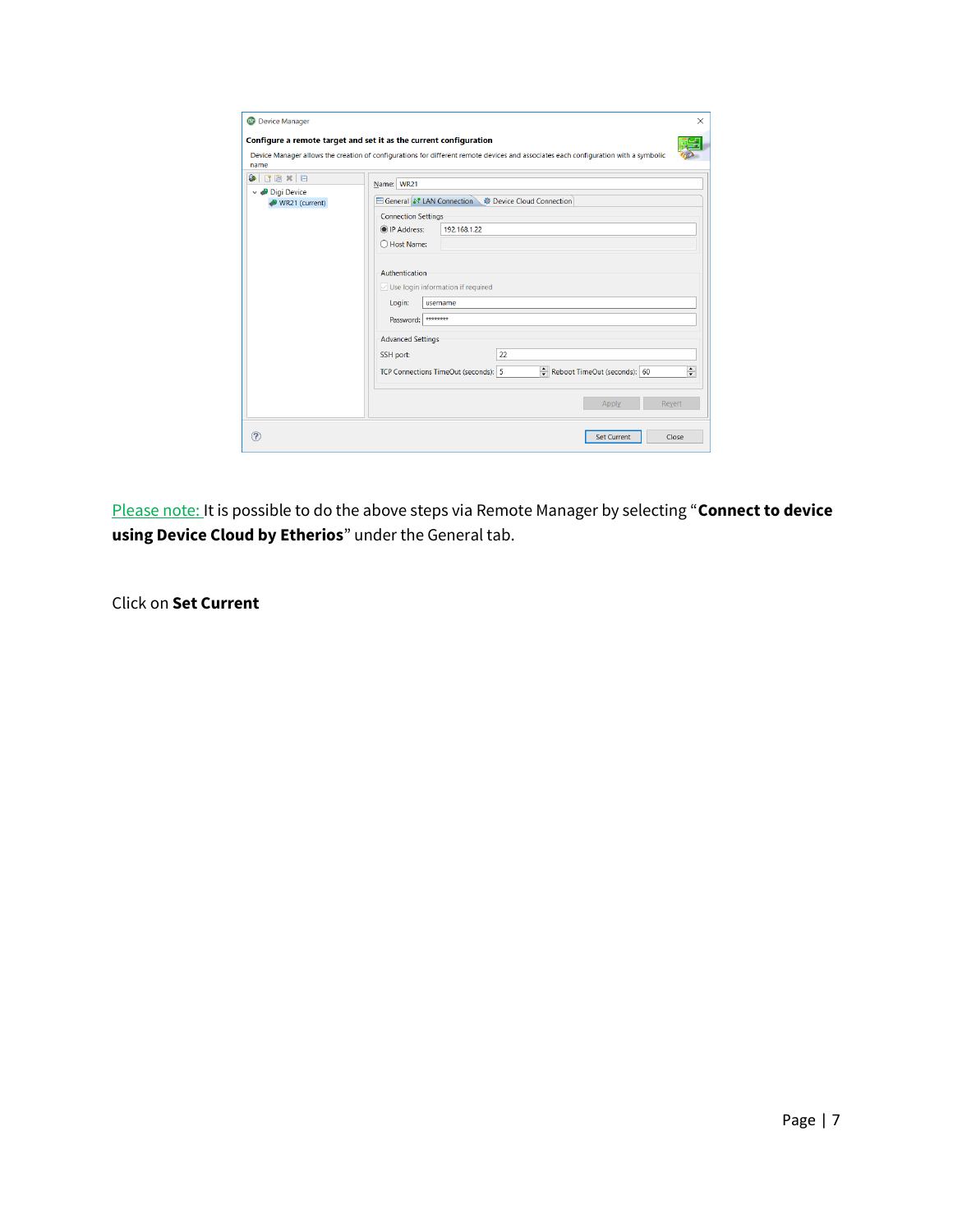Please note: It is possible to do the above steps via Remote Manager by selecting "**Connect to device using Device Cloud by Etherios**" under the General tab.

Click on **Set Current**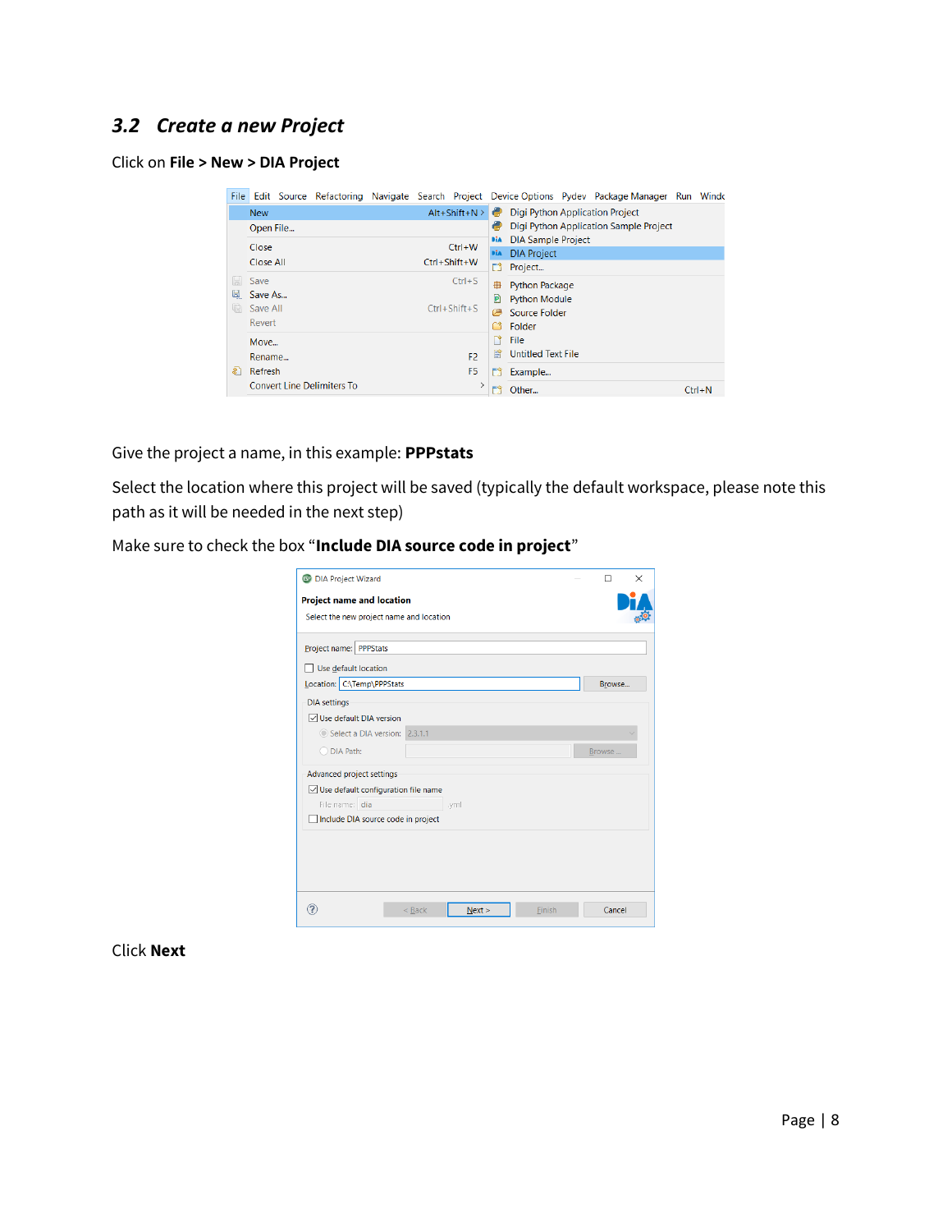## 3.2 Create a new Project

Click on **File > New > DIA Project**

Give the project a name, in this example: **PPPstats**

Select the location where this project will be saved (typically the default workspace, please note this path as it will be needed in the next step)

Make sure to check the box "**Include DIA source code in project**"

Click **Next**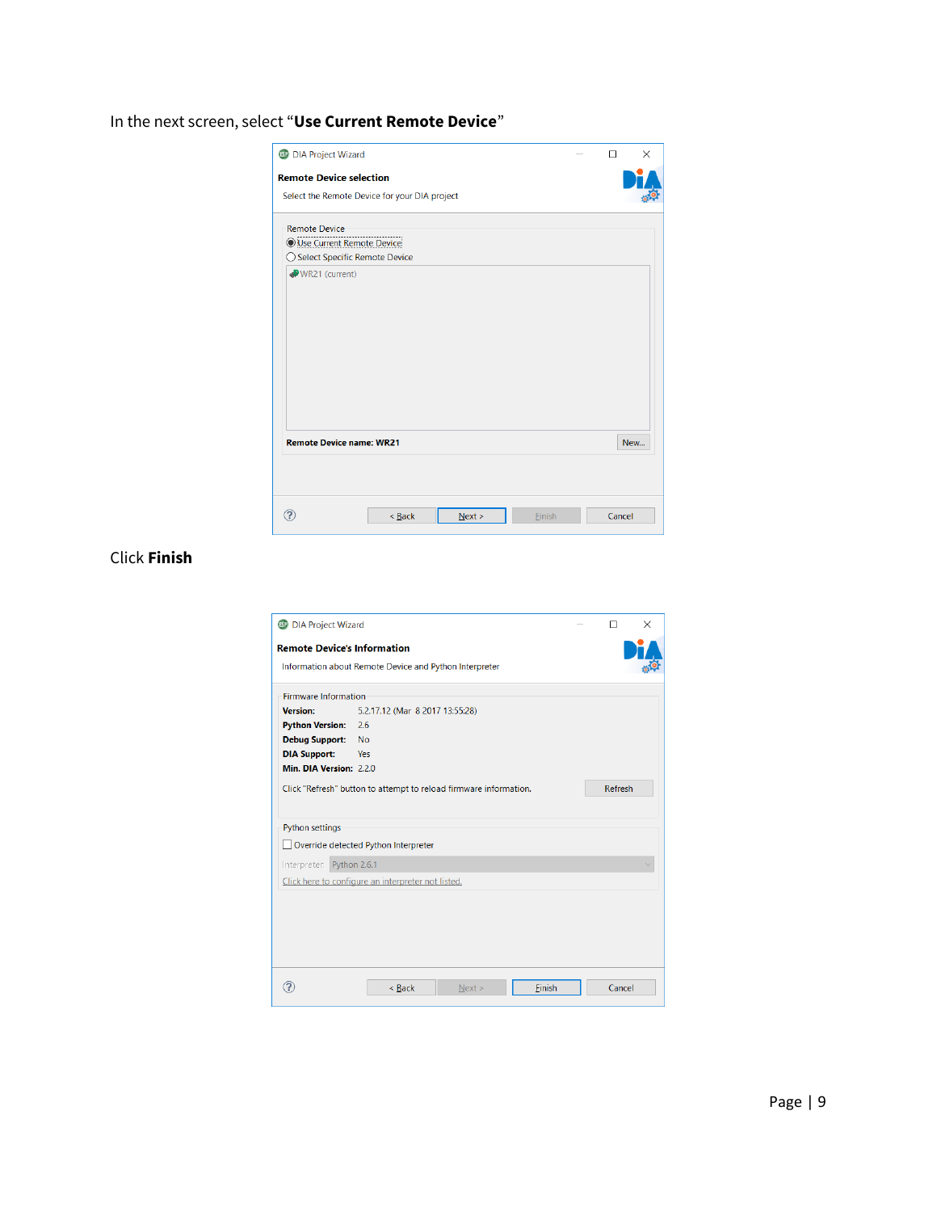In the next screen, select "**Use Current Remote Device**"

Click **Finish**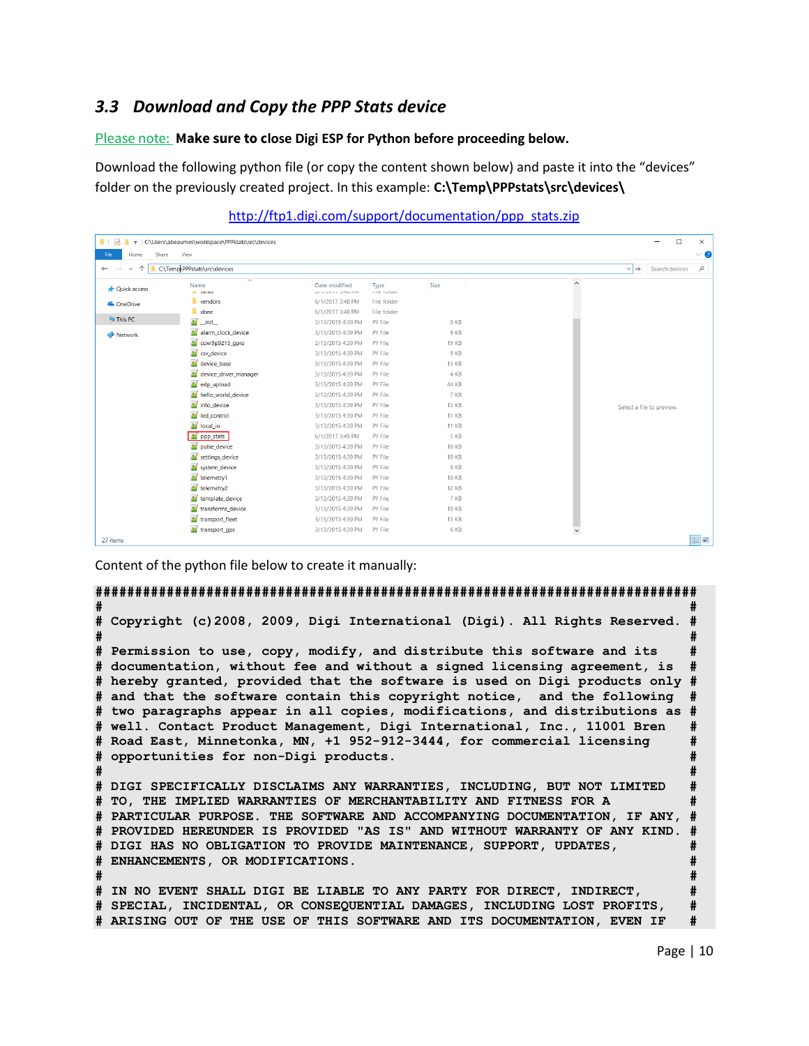## 3.3 Download and Copy the PPP Stats device

Please note: **Make sure to close Digi ESP for Python before proceeding below.**

Download the following python file (or copy the content shown below) and paste it into the "devices" folder on the previously created project. In this example: **C:\Temp\PPPstats\src\devices\**

http://ftp1.digi.com/support/documentation/ppp_stats.zip

Content of the python file below to create it manually:

```
############################################################################
#                                                                          #
# Copyright (c)2008, 2009, Digi International (Digi). All Rights Reserved. #
#                                                                          #
# Permission to use, copy, modify, and distribute this software and its    #
# documentation, without fee and without a signed licensing agreement, is  #
# hereby granted, provided that the software is used on Digi products only #
# and that the software contain this copyright notice,  and the following  #
# two paragraphs appear in all copies, modifications, and distributions as #
# well. Contact Product Management, Digi International, Inc., 11001 Bren   #
# Road East, Minnetonka, MN, +1 952-912-3444, for commercial licensing     #
# opportunities for non-Digi products.                                     #
#                                                                          #
# DIGI SPECIFICALLY DISCLAIMS ANY WARRANTIES, INCLUDING, BUT NOT LIMITED   #
# TO, THE IMPLIED WARRANTIES OF MERCHANTABILITY AND FITNESS FOR A          #
# PARTICULAR PURPOSE. THE SOFTWARE AND ACCOMPANYING DOCUMENTATION, IF ANY, #
# PROVIDED HEREUNDER IS PROVIDED "AS IS" AND WITHOUT WARRANTY OF ANY KIND. #
# DIGI HAS NO OBLIGATION TO PROVIDE MAINTENANCE, SUPPORT, UPDATES,         #
# ENHANCEMENTS, OR MODIFICATIONS.                                          #
#                                                                          #
# IN NO EVENT SHALL DIGI BE LIABLE TO ANY PARTY FOR DIRECT, INDIRECT,      #
# SPECIAL, INCIDENTAL, OR CONSEQUENTIAL DAMAGES, INCLUDING LOST PROFITS,   #
# ARISING OUT OF THE USE OF THIS SOFTWARE AND ITS DOCUMENTATION, EVEN IF   #
```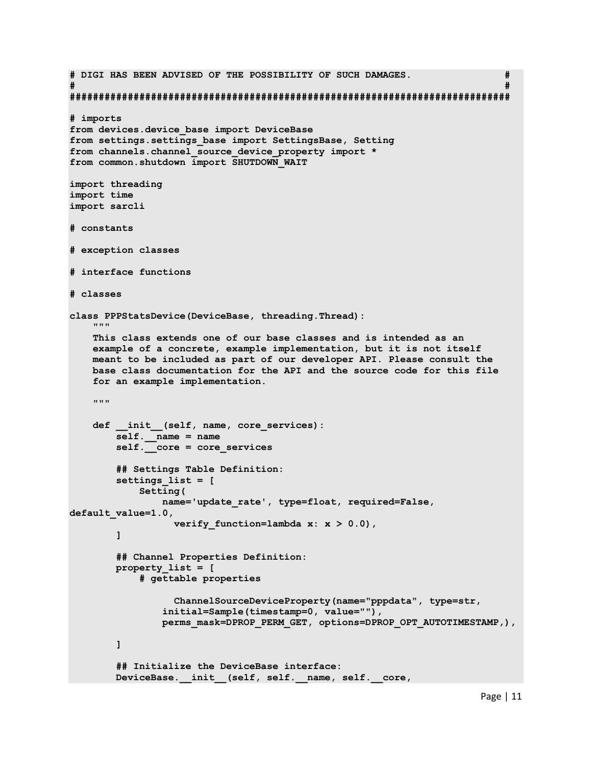```
# DIGI HAS BEEN ADVISED OF THE POSSIBILITY OF SUCH DAMAGES.                #
#                                                                          #
############################################################################

# imports
from devices.device_base import DeviceBase
from settings.settings_base import SettingsBase, Setting
from channels.channel_source_device_property import *
from common.shutdown import SHUTDOWN_WAIT

import threading
import time
import sarcli

# constants

# exception classes

# interface functions

# classes

class PPPStatsDevice(DeviceBase, threading.Thread):
    """
    This class extends one of our base classes and is intended as an
    example of a concrete, example implementation, but it is not itself
    meant to be included as part of our developer API. Please consult the
    base class documentation for the API and the source code for this file
    for an example implementation.

    """

    def __init__(self, name, core_services):
        self.__name = name
        self.__core = core_services

        ## Settings Table Definition:
        settings_list = [
            Setting(
                name='update_rate', type=float, required=False,
default_value=1.0,
                  verify_function=lambda x: x > 0.0),
        ]

        ## Channel Properties Definition:
        property_list = [
            # gettable properties

                  ChannelSourceDeviceProperty(name="pppdata", type=str,
                initial=Sample(timestamp=0, value=""),
                perms_mask=DPROP_PERM_GET, options=DPROP_OPT_AUTOTIMESTAMP,),

        ]

        ## Initialize the DeviceBase interface:
        DeviceBase.__init__(self, self.__name, self.__core,
```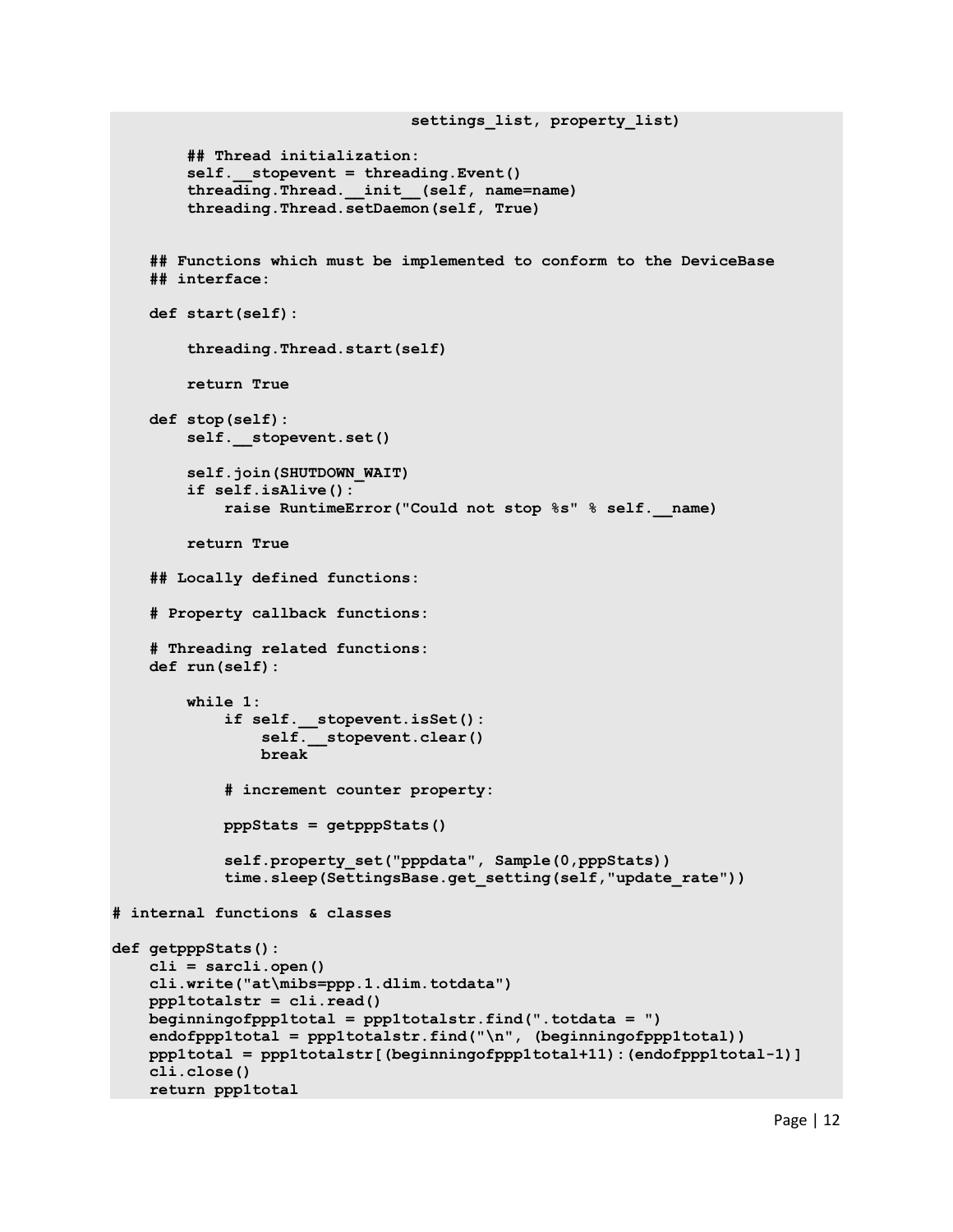```
                                settings_list, property_list)

        ## Thread initialization:
        self.__stopevent = threading.Event()
        threading.Thread.__init__(self, name=name)
        threading.Thread.setDaemon(self, True)


    ## Functions which must be implemented to conform to the DeviceBase
    ## interface:

    def start(self):

        threading.Thread.start(self)

        return True

    def stop(self):
        self.__stopevent.set()

        self.join(SHUTDOWN_WAIT)
        if self.isAlive():
            raise RuntimeError("Could not stop %s" % self.__name)

        return True

    ## Locally defined functions:

    # Property callback functions:

    # Threading related functions:
    def run(self):

        while 1:
            if self.__stopevent.isSet():
                self.__stopevent.clear()
                break

            # increment counter property:

            pppStats = getpppStats()

            self.property_set("pppdata", Sample(0,pppStats))
            time.sleep(SettingsBase.get_setting(self,"update_rate"))

# internal functions & classes

def getpppStats():
    cli = sarcli.open()
    cli.write("at\mibs=ppp.1.dlim.totdata")
    ppp1totalstr = cli.read()
    beginningofppp1total = ppp1totalstr.find(".totdata = ")
    endofppp1total = ppp1totalstr.find("\n", (beginningofppp1total))
    ppp1total = ppp1totalstr[(beginningofppp1total+11):(endofppp1total-1)]
    cli.close()
    return ppp1total
```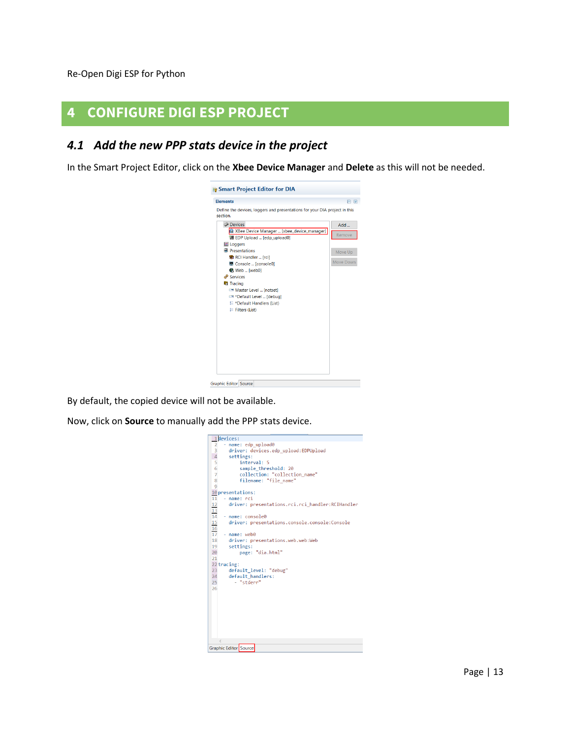Re-Open Digi ESP for Python

# 4 CONFIGURE DIGI ESP PROJECT

## 4.1 Add the new PPP stats device in the project

In the Smart Project Editor, click on the **Xbee Device Manager** and **Delete** as this will not be needed.

By default, the copied device will not be available.

Now, click on **Source** to manually add the PPP stats device.

```
devices:
  - name: edp_upload0
    driver: devices.edp_upload:EDPUpload
    settings:
        interval: 5
        sample_threshold: 20
        collection: "collection_name"
        filename: "file_name"

presentations:
  - name: rci
    driver: presentations.rci.rci_handler:RCIHandler

  - name: console0
    driver: presentations.console.console:Console

  - name: web0
    driver: presentations.web.web:Web
    settings:
        page: "dia.html"

tracing:
    default_level: "debug"
    default_handlers:
      - "stderr"
```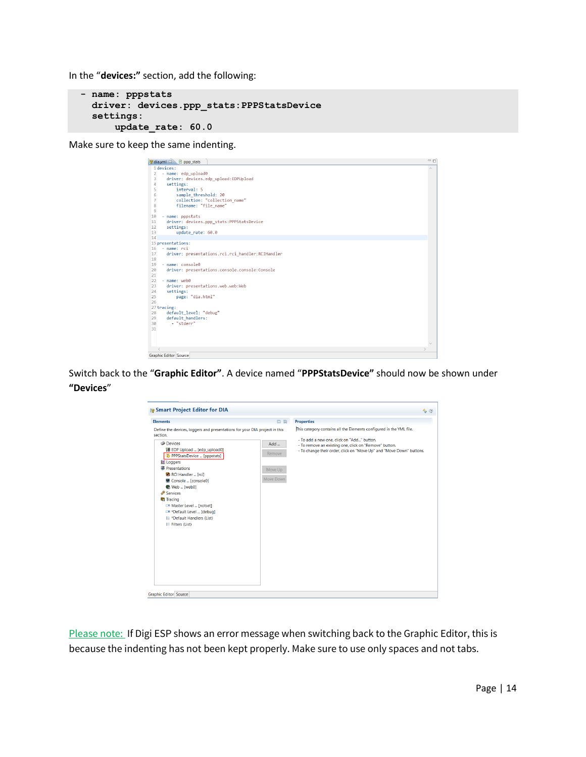In the "**devices:**" section, add the following:

```
  - name: pppstats
    driver: devices.ppp_stats:PPPStatsDevice
    settings:
        update_rate: 60.0
```

Make sure to keep the same indenting.

Switch back to the "**Graphic Editor**". A device named "**PPPStatsDevice**" should now be shown under "**Devices**"

Please note: If Digi ESP shows an error message when switching back to the Graphic Editor, this is because the indenting has not been kept properly. Make sure to use only spaces and not tabs.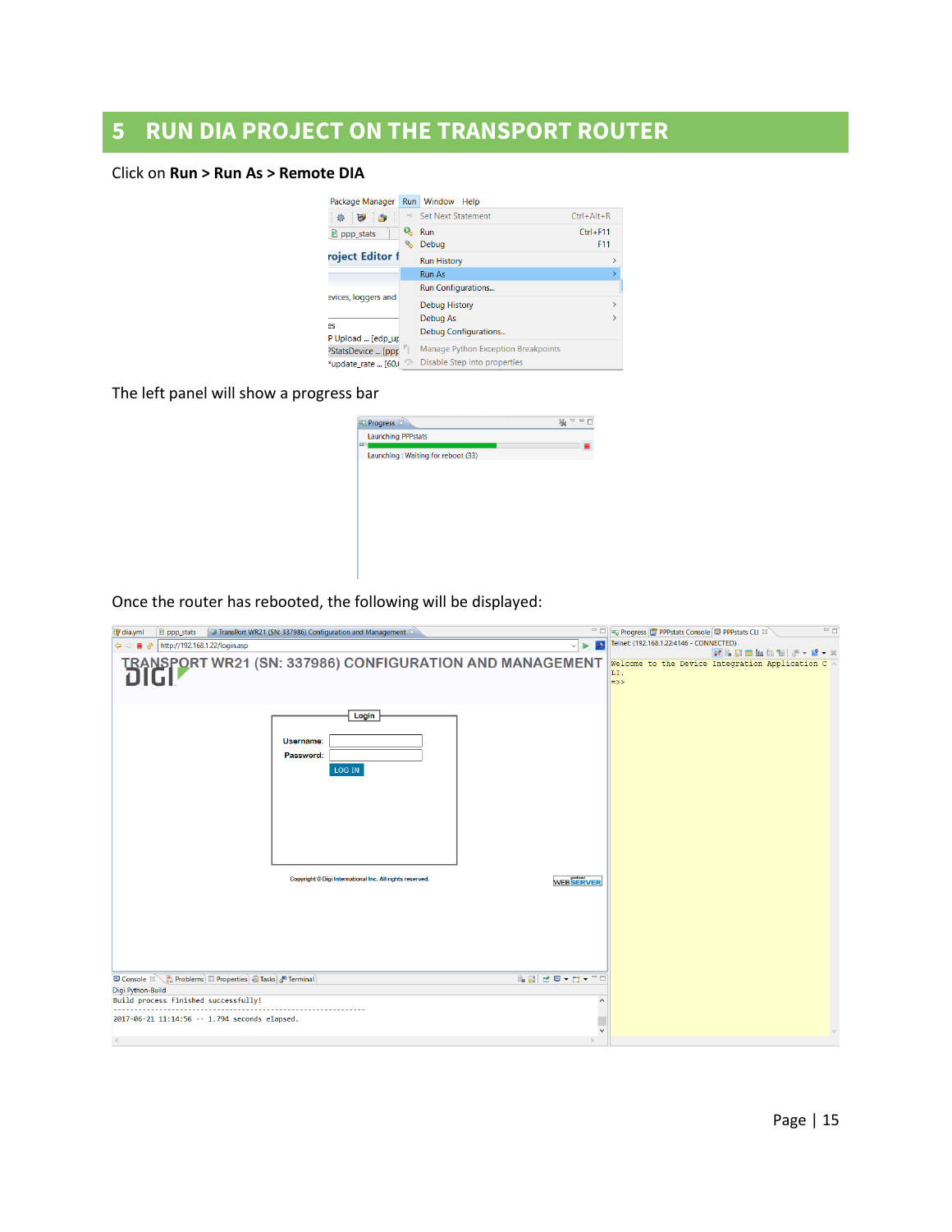# 5 RUN DIA PROJECT ON THE TRANSPORT ROUTER

Click on **Run > Run As > Remote DIA**

The left panel will show a progress bar

Once the router has rebooted, the following will be displayed: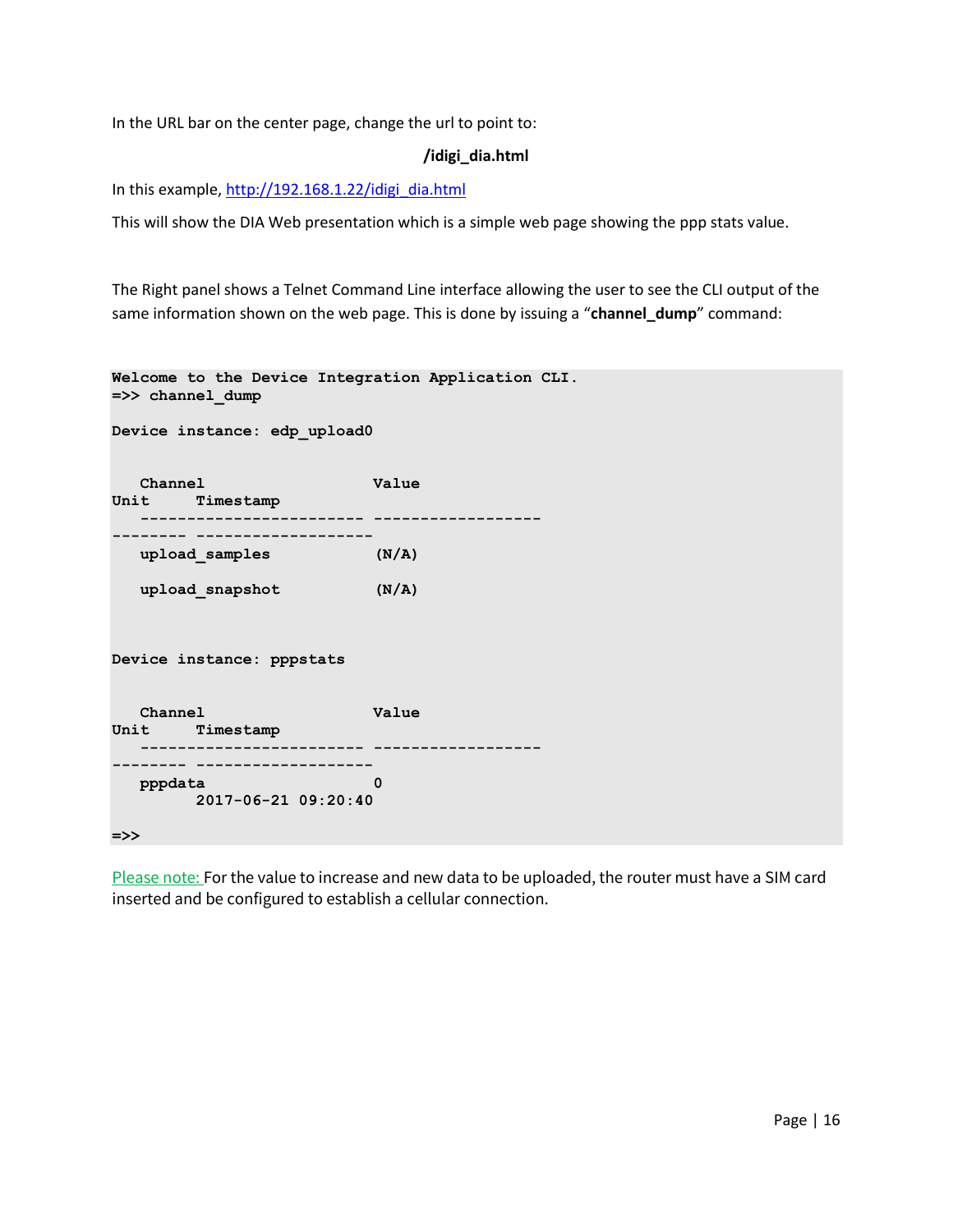In the URL bar on the center page, change the url to point to:

**/idigi_dia.html**

In this example, [http://192.168.1.22/idigi_dia.html](http://192.168.1.22/idigi_dia.html)

This will show the DIA Web presentation which is a simple web page showing the ppp stats value.

The Right panel shows a Telnet Command Line interface allowing the user to see the CLI output of the same information shown on the web page. This is done by issuing a "**channel_dump**" command:

```
Welcome to the Device Integration Application CLI.
=>> channel_dump

Device instance: edp_upload0


   Channel                  Value
Unit     Timestamp
   ------------------------ ------------------
-------- -------------------
   upload_samples            (N/A)

   upload_snapshot           (N/A)



Device instance: pppstats


   Channel                  Value
Unit     Timestamp
   ------------------------ ------------------
-------- -------------------
   pppdata                  0
         2017-06-21 09:20:40

=>>
```

Please note: For the value to increase and new data to be uploaded, the router must have a SIM card inserted and be configured to establish a cellular connection.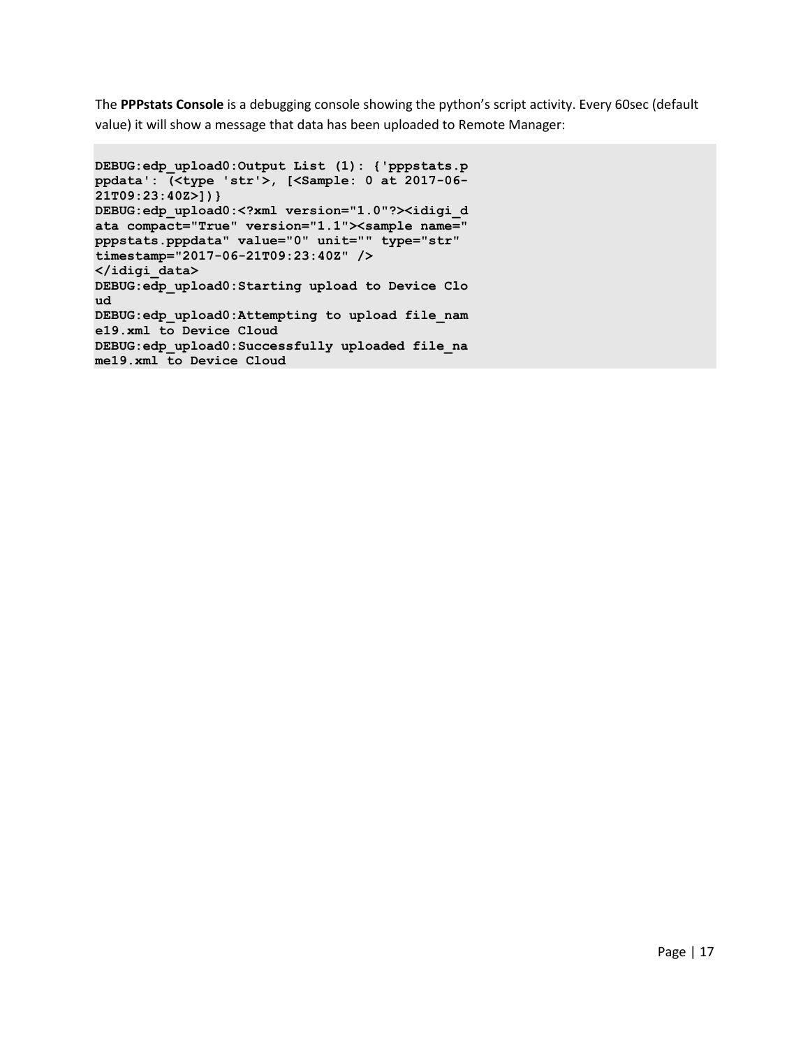The **PPPstats Console** is a debugging console showing the python's script activity. Every 60sec (default value) it will show a message that data has been uploaded to Remote Manager:

```
DEBUG:edp_upload0:Output List (1): {'pppstats.p
ppdata': (<type 'str'>, [<Sample: 0 at 2017-06-
21T09:23:40Z>])}
DEBUG:edp_upload0:<?xml version="1.0"?><idigi_d
ata compact="True" version="1.1"><sample name="
pppstats.pppdata" value="0" unit="" type="str"
timestamp="2017-06-21T09:23:40Z" />
</idigi_data>
DEBUG:edp_upload0:Starting upload to Device Clo
ud
DEBUG:edp_upload0:Attempting to upload file_nam
e19.xml to Device Cloud
DEBUG:edp_upload0:Successfully uploaded file_na
me19.xml to Device Cloud
```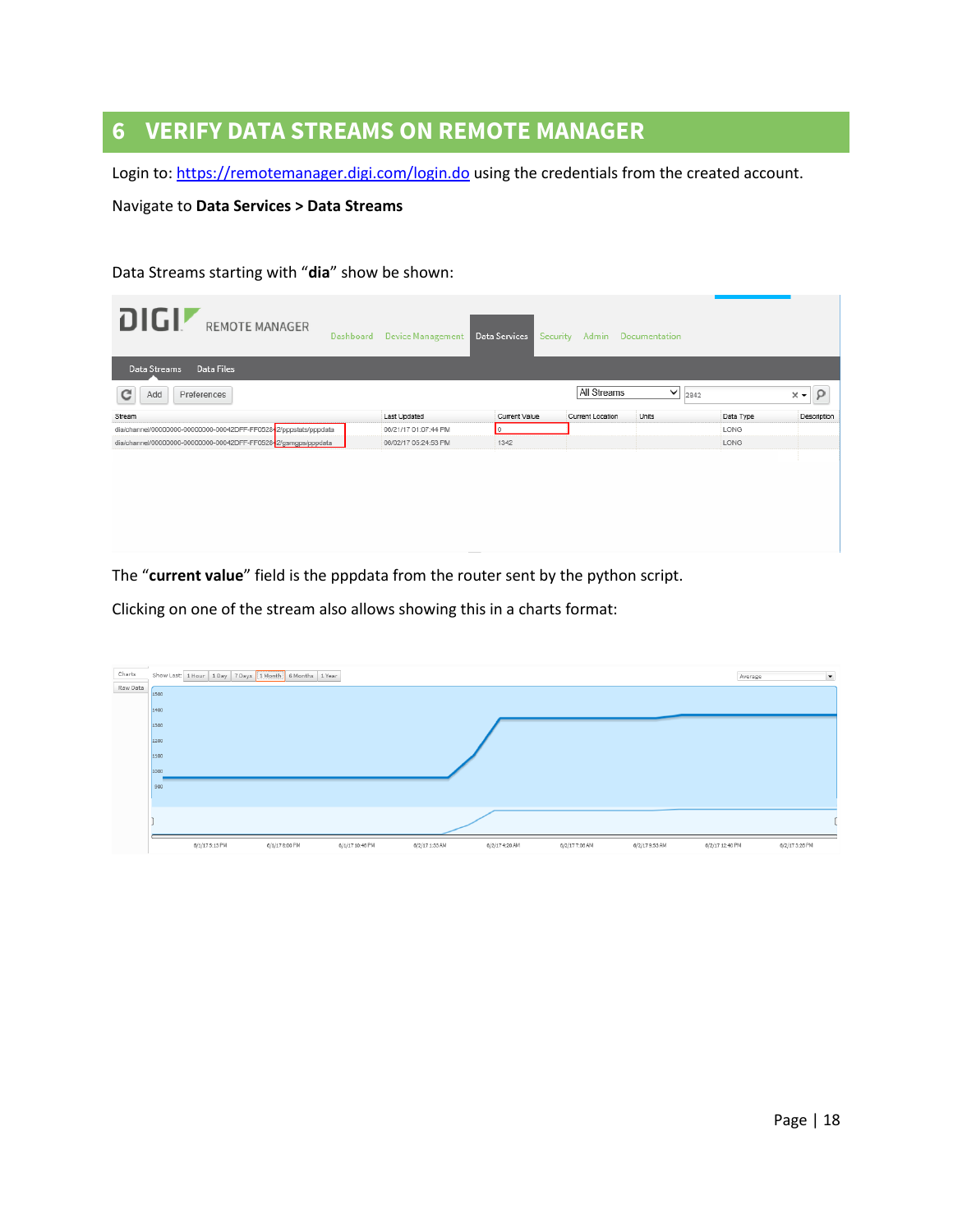# 6 VERIFY DATA STREAMS ON REMOTE MANAGER

Login to: https://remotemanager.digi.com/login.do using the credentials from the created account.

Navigate to **Data Services > Data Streams**

Data Streams starting with "**dia**" show be shown:

The "**current value**" field is the pppdata from the router sent by the python script.

Clicking on one of the stream also allows showing this in a charts format: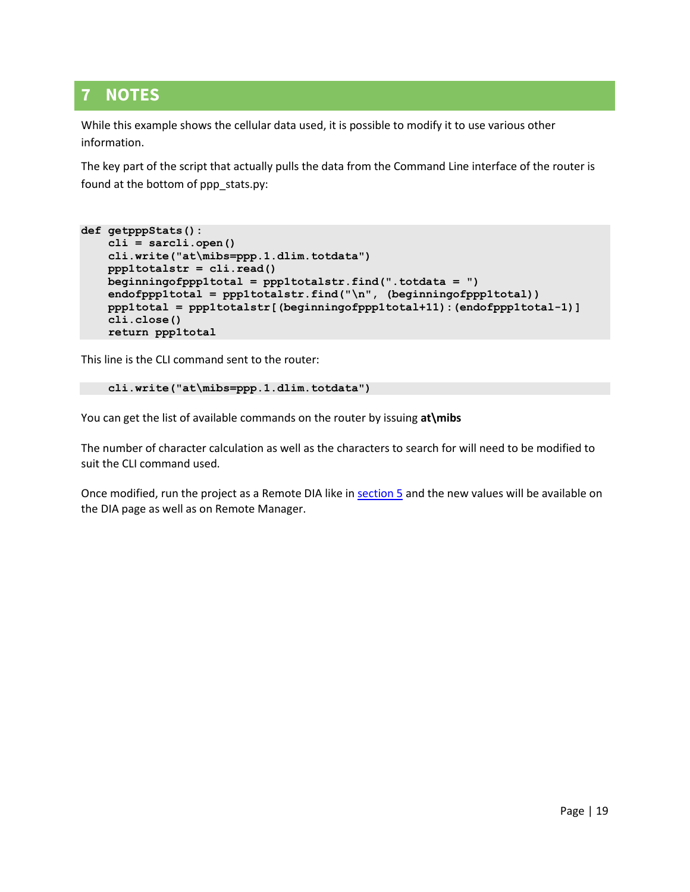# 7 NOTES

While this example shows the cellular data used, it is possible to modify it to use various other information.

The key part of the script that actually pulls the data from the Command Line interface of the router is found at the bottom of ppp_stats.py:

```
def getpppStats():
    cli = sarcli.open()
    cli.write("at\mibs=ppp.1.dlim.totdata")
    ppp1totalstr = cli.read()
    beginningofppp1total = ppp1totalstr.find(".totdata = ")
    endofppp1total = ppp1totalstr.find("\n", (beginningofppp1total))
    ppp1total = ppp1totalstr[(beginningofppp1total+11):(endofppp1total-1)]
    cli.close()
    return ppp1total
```

This line is the CLI command sent to the router:

```
    cli.write("at\mibs=ppp.1.dlim.totdata")
```

You can get the list of available commands on the router by issuing **at\mibs**

The number of character calculation as well as the characters to search for will need to be modified to suit the CLI command used.

Once modified, run the project as a Remote DIA like in section 5 and the new values will be available on the DIA page as well as on Remote Manager.